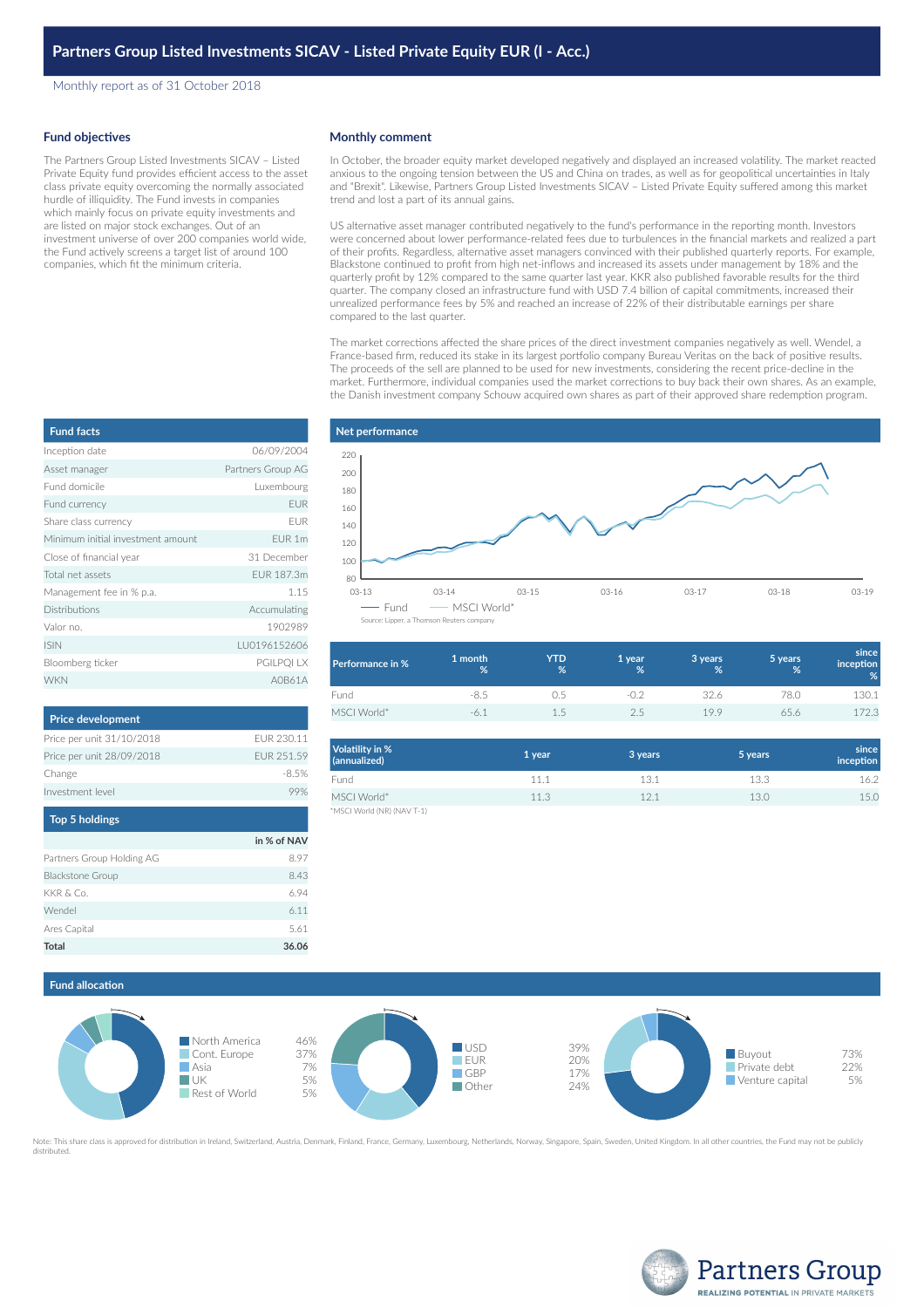# Partners Group Listed Investments SICAV - Listed Private Equity EUR (I - Acc.)

Monthly report as of 31 October 2018

## Fund objectives

The Partners Group Listed Investments SICAV – Listed Private Equity fund provides efficient access to the asset class private equity overcoming the normally associated hurdle of illiquidity. The Fund invests in companies which mainly focus on private equity investments and are listed on major stock exchanges. Out of an investment universe of over 200 companies world wide, the Fund actively screens a target list of around 100 companies, which fit the minimum criteria.

## Monthly comment

In October, the broader equity market developed negatively and displayed an increased volatility. The market reacted anxious to the ongoing tension between the US and China on trades, as well as for geopolitical uncertainties in Italy and "Brexit". Likewise, Partners Group Listed Investments SICAV – Listed Private Equity suffered among this market trend and lost a part of its annual gains.

US alternative asset manager contributed negatively to the fund's performance in the reporting month. Investors were concerned about lower performance-related fees due to turbulences in the financial markets and realized a part of their profits. Regardless, alternative asset managers convinced with their published quarterly reports. For example, Blackstone continued to profit from high net-inflows and increased its assets under management by 18% and the quarterly profit by 12% compared to the same quarter last year. KKR also published favorable results for the third quarter. The company closed an infrastructure fund with USD 7.4 billion of capital commitments, increased their unrealized performance fees by 5% and reached an increase of 22% of their distributable earnings per share compared to the last quarter.

The market corrections affected the share prices of the direct investment companies negatively as well. Wendel, a France-based firm, reduced its stake in its largest portfolio company Bureau Veritas on the back of positive results. The proceeds of the sell are planned to be used for new investments, considering the recent price-decline in the market. Furthermore, individual companies used the market corrections to buy back their own shares. As an example, the Danish investment company Schouw acquired own shares as part of their approved share redemption program.

## Fund facts

| | |
|---|---|
| Inception date | 06/09/2004 |
| Asset manager | Partners Group AG |
| Fund domicile | Luxembourg |
| Fund currency | EUR |
| Share class currency | EUR |
| Minimum initial investment amount | EUR 1m |
| Close of financial year | 31 December |
| Total net assets | EUR 187.3m |
| Management fee in % p.a. | 1.15 |
| Distributions | Accumulating |
| Valor no. | 1902989 |
| ISIN | LU0196152606 |
| Bloomberg ticker | PGILPQI LX |
| WKN | A0B61A |

## Price development

| | |
|---|---|
| Price per unit 31/10/2018 | EUR 230.11 |
| Price per unit 28/09/2018 | EUR 251.59 |
| Change | -8.5% |
| Investment level | 99% |

## Top 5 holdings

| | in % of NAV |
|---|---|
| Partners Group Holding AG | 8.97 |
| Blackstone Group | 8.43 |
| KKR & Co. | 6.94 |
| Wendel | 6.11 |
| Ares Capital | 5.61 |
| **Total** | **36.06** |

## Net performance

Fund — MSCI World*

Source: Lipper, a Thomson Reuters company

| Performance in % | 1 month % | YTD % | 1 year % | 3 years % | 5 years % | since inception % |
|---|---|---|---|---|---|---|
| Fund | -8.5 | 0.5 | -0.2 | 32.6 | 78.0 | 130.1 |
| MSCI World* | -6.1 | 1.5 | 2.5 | 19.9 | 65.6 | 172.3 |

| Volatility in % (annualized) | 1 year | 3 years | 5 years | since inception |
|---|---|---|---|---|
| Fund | 11.1 | 13.1 | 13.3 | 16.2 |
| MSCI World* | 11.3 | 12.1 | 13.0 | 15.0 |

*MSCI World (NR) (NAV T-1)

## Fund allocation

| Region | |
|---|---|
| North America | 46% |
| Cont. Europe | 37% |
| Asia | 7% |
| UK | 5% |
| Rest of World | 5% |

| Currency | |
|---|---|
| USD | 39% |
| EUR | 20% |
| GBP | 17% |
| Other | 24% |

| Investment type | |
|---|---|
| Buyout | 73% |
| Private debt | 22% |
| Venture capital | 5% |

Note: This share class is approved for distribution in Ireland, Switzerland, Austria, Denmark, Finland, France, Germany, Luxembourg, Netherlands, Norway, Singapore, Spain, Sweden, United Kingdom. In all other countries, the Fund may not be publicly distributed.

Partners Group
REALIZING POTENTIAL IN PRIVATE MARKETS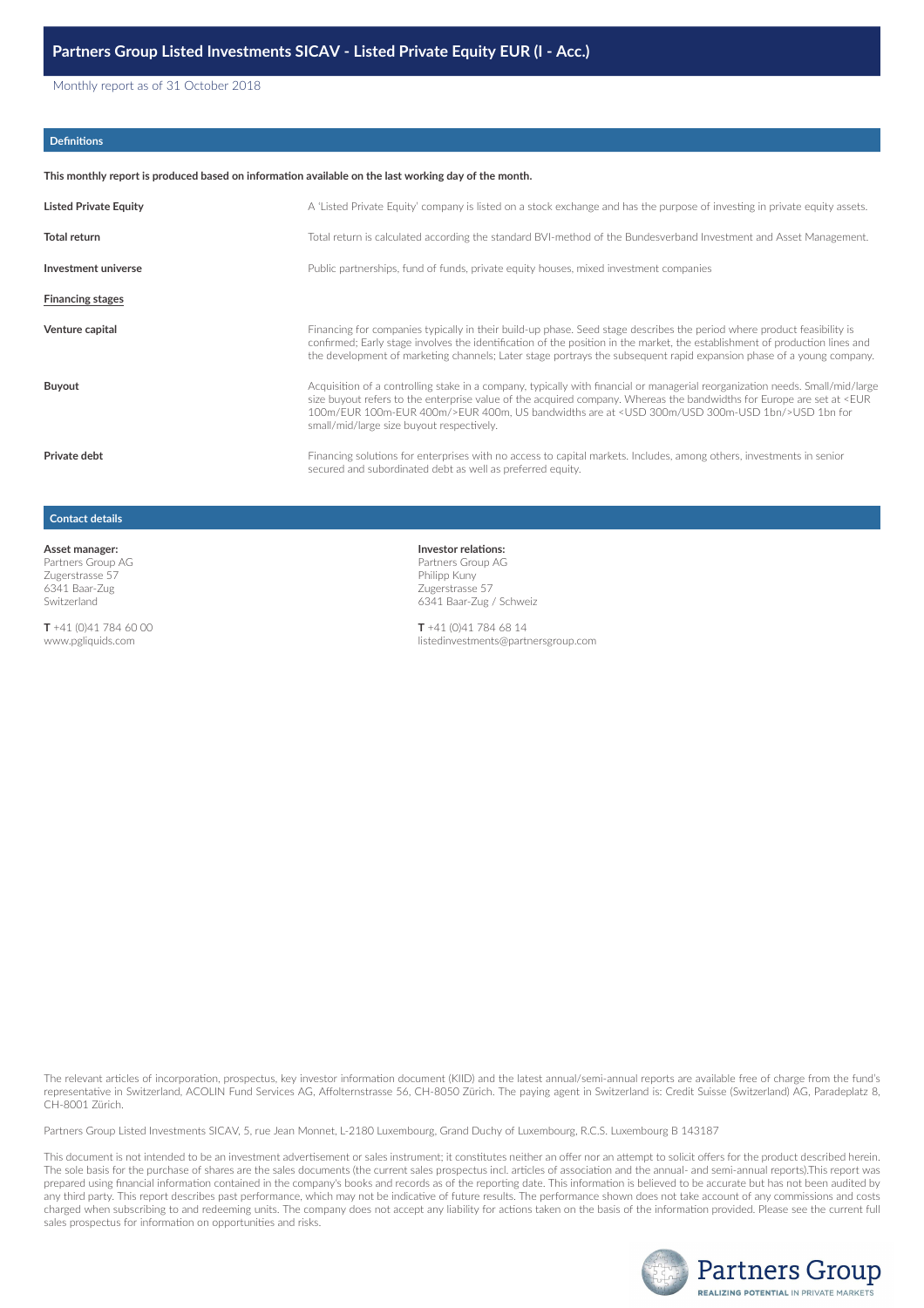# Partners Group Listed Investments SICAV - Listed Private Equity EUR (I - Acc.)

Monthly report as of 31 October 2018

## Definitions

**This monthly report is produced based on information available on the last working day of the month.**

| | |
|---|---|
| **Listed Private Equity** | A 'Listed Private Equity' company is listed on a stock exchange and has the purpose of investing in private equity assets. |
| **Total return** | Total return is calculated according the standard BVI-method of the Bundesverband Investment and Asset Management. |
| **Investment universe** | Public partnerships, fund of funds, private equity houses, mixed investment companies |
| **Financing stages** | |
| **Venture capital** | Financing for companies typically in their build-up phase. Seed stage describes the period where product feasibility is confirmed; Early stage involves the identification of the position in the market, the establishment of production lines and the development of marketing channels; Later stage portrays the subsequent rapid expansion phase of a young company. |
| **Buyout** | Acquisition of a controlling stake in a company, typically with financial or managerial reorganization needs. Small/mid/large size buyout refers to the enterprise value of the acquired company. Whereas the bandwidths for Europe are set at <EUR 100m/EUR 100m-EUR 400m/>EUR 400m, US bandwidths are at <USD 300m/USD 300m-USD 1bn/>USD 1bn for small/mid/large size buyout respectively. |
| **Private debt** | Financing solutions for enterprises with no access to capital markets. Includes, among others, investments in senior secured and subordinated debt as well as preferred equity. |

## Contact details

**Asset manager:**
Partners Group AG
Zugerstrasse 57
6341 Baar-Zug
Switzerland

**T** +41 (0)41 784 60 00
www.pgliquids.com

**Investor relations:**
Partners Group AG
Philipp Kuny
Zugerstrasse 57
6341 Baar-Zug / Schweiz

**T** +41 (0)41 784 68 14
listedinvestments@partnersgroup.com

The relevant articles of incorporation, prospectus, key investor information document (KIID) and the latest annual/semi-annual reports are available free of charge from the fund's representative in Switzerland, ACOLIN Fund Services AG, Affolternstrasse 56, CH-8050 Zürich. The paying agent in Switzerland is: Credit Suisse (Switzerland) AG, Paradeplatz 8, CH-8001 Zürich.

Partners Group Listed Investments SICAV, 5, rue Jean Monnet, L-2180 Luxembourg, Grand Duchy of Luxembourg, R.C.S. Luxembourg B 143187

This document is not intended to be an investment advertisement or sales instrument; it constitutes neither an offer nor an attempt to solicit offers for the product described herein. The sole basis for the purchase of shares are the sales documents (the current sales prospectus incl. articles of association and the annual- and semi-annual reports).This report was prepared using financial information contained in the company's books and records as of the reporting date. This information is believed to be accurate but has not been audited by any third party. This report describes past performance, which may not be indicative of future results. The performance shown does not take account of any commissions and costs charged when subscribing to and redeeming units. The company does not accept any liability for actions taken on the basis of the information provided. Please see the current full sales prospectus for information on opportunities and risks.

Partners Group
REALIZING POTENTIAL IN PRIVATE MARKETS